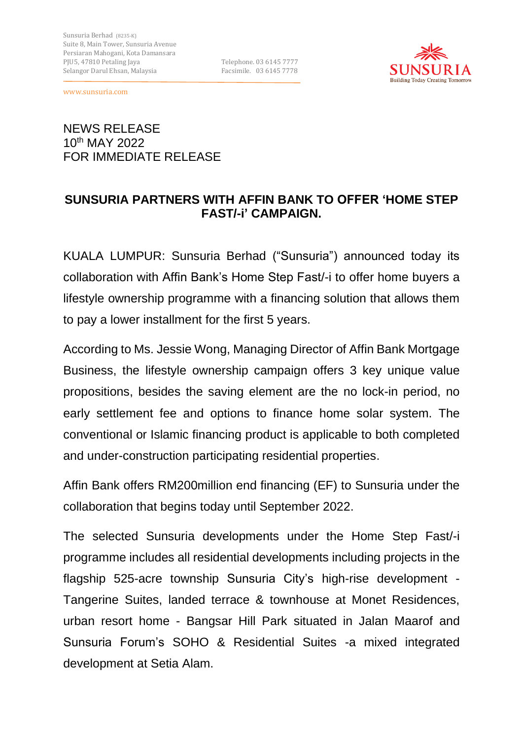Sunsuria Berhad (8235-K)
Suite 8, Main Tower, Sunsuria Avenue
Persiaran Mahogani, Kota Damansara
PJU5, 47810 Petaling Jaya
Selangor Darul Ehsan, Malaysia

Telephone. 03 6145 7777
Facsimile. 03 6145 7778

www.sunsuria.com

SUNSURIA
Building Today Creating Tomorrow

NEWS RELEASE
10th MAY 2022
FOR IMMEDIATE RELEASE

**SUNSURIA PARTNERS WITH AFFIN BANK TO OFFER 'HOME STEP FAST/-i' CAMPAIGN.**

KUALA LUMPUR: Sunsuria Berhad ("Sunsuria") announced today its collaboration with Affin Bank's Home Step Fast/-i to offer home buyers a lifestyle ownership programme with a financing solution that allows them to pay a lower installment for the first 5 years.

According to Ms. Jessie Wong, Managing Director of Affin Bank Mortgage Business, the lifestyle ownership campaign offers 3 key unique value propositions, besides the saving element are the no lock-in period, no early settlement fee and options to finance home solar system. The conventional or Islamic financing product is applicable to both completed and under-construction participating residential properties.

Affin Bank offers RM200million end financing (EF) to Sunsuria under the collaboration that begins today until September 2022.

The selected Sunsuria developments under the Home Step Fast/-i programme includes all residential developments including projects in the flagship 525-acre township Sunsuria City's high-rise development - Tangerine Suites, landed terrace & townhouse at Monet Residences, urban resort home - Bangsar Hill Park situated in Jalan Maarof and Sunsuria Forum's SOHO & Residential Suites -a mixed integrated development at Setia Alam.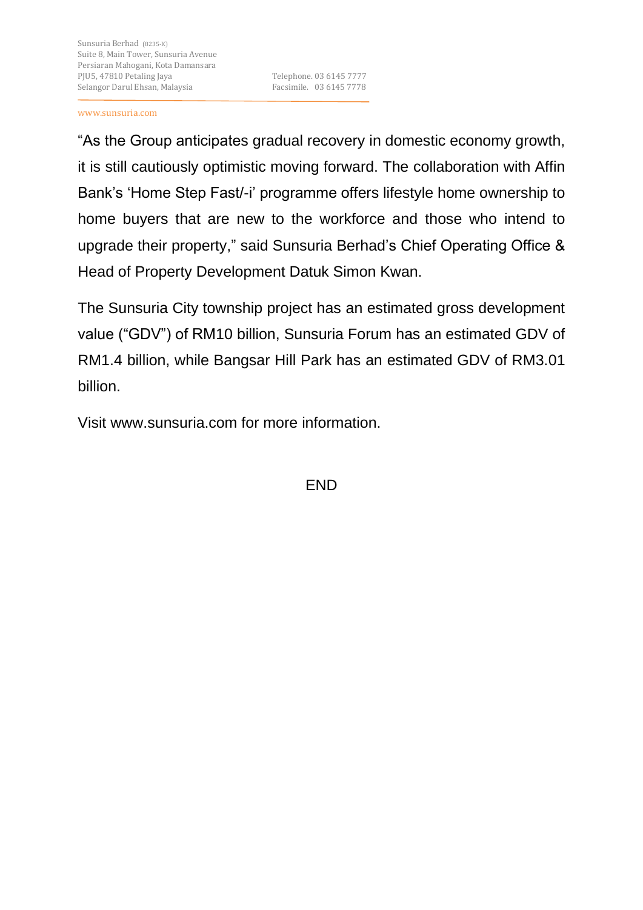"As the Group anticipates gradual recovery in domestic economy growth, it is still cautiously optimistic moving forward. The collaboration with Affin Bank's 'Home Step Fast/-i' programme offers lifestyle home ownership to home buyers that are new to the workforce and those who intend to upgrade their property," said Sunsuria Berhad's Chief Operating Office & Head of Property Development Datuk Simon Kwan.

The Sunsuria City township project has an estimated gross development value ("GDV") of RM10 billion, Sunsuria Forum has an estimated GDV of RM1.4 billion, while Bangsar Hill Park has an estimated GDV of RM3.01 billion.

Visit www.sunsuria.com for more information.

END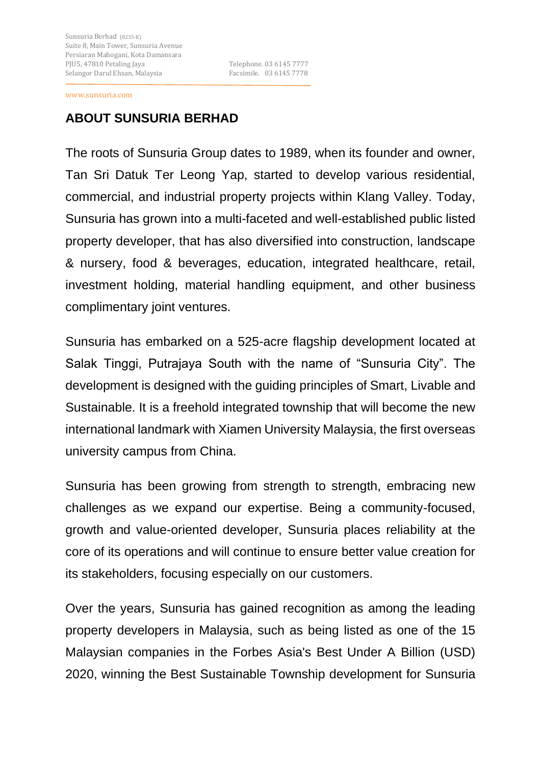Sunsuria Berhad (8235-K)
Suite 8, Main Tower, Sunsuria Avenue
Persiaran Mahogani, Kota Damansara
PJU5, 47810 Petaling Jaya
Selangor Darul Ehsan, Malaysia

Telephone. 03 6145 7777
Facsimile. 03 6145 7778

www.sunsuria.com

## ABOUT SUNSURIA BERHAD

The roots of Sunsuria Group dates to 1989, when its founder and owner, Tan Sri Datuk Ter Leong Yap, started to develop various residential, commercial, and industrial property projects within Klang Valley. Today, Sunsuria has grown into a multi-faceted and well-established public listed property developer, that has also diversified into construction, landscape & nursery, food & beverages, education, integrated healthcare, retail, investment holding, material handling equipment, and other business complimentary joint ventures.

Sunsuria has embarked on a 525-acre flagship development located at Salak Tinggi, Putrajaya South with the name of "Sunsuria City". The development is designed with the guiding principles of Smart, Livable and Sustainable. It is a freehold integrated township that will become the new international landmark with Xiamen University Malaysia, the first overseas university campus from China.

Sunsuria has been growing from strength to strength, embracing new challenges as we expand our expertise. Being a community-focused, growth and value-oriented developer, Sunsuria places reliability at the core of its operations and will continue to ensure better value creation for its stakeholders, focusing especially on our customers.

Over the years, Sunsuria has gained recognition as among the leading property developers in Malaysia, such as being listed as one of the 15 Malaysian companies in the Forbes Asia's Best Under A Billion (USD) 2020, winning the Best Sustainable Township development for Sunsuria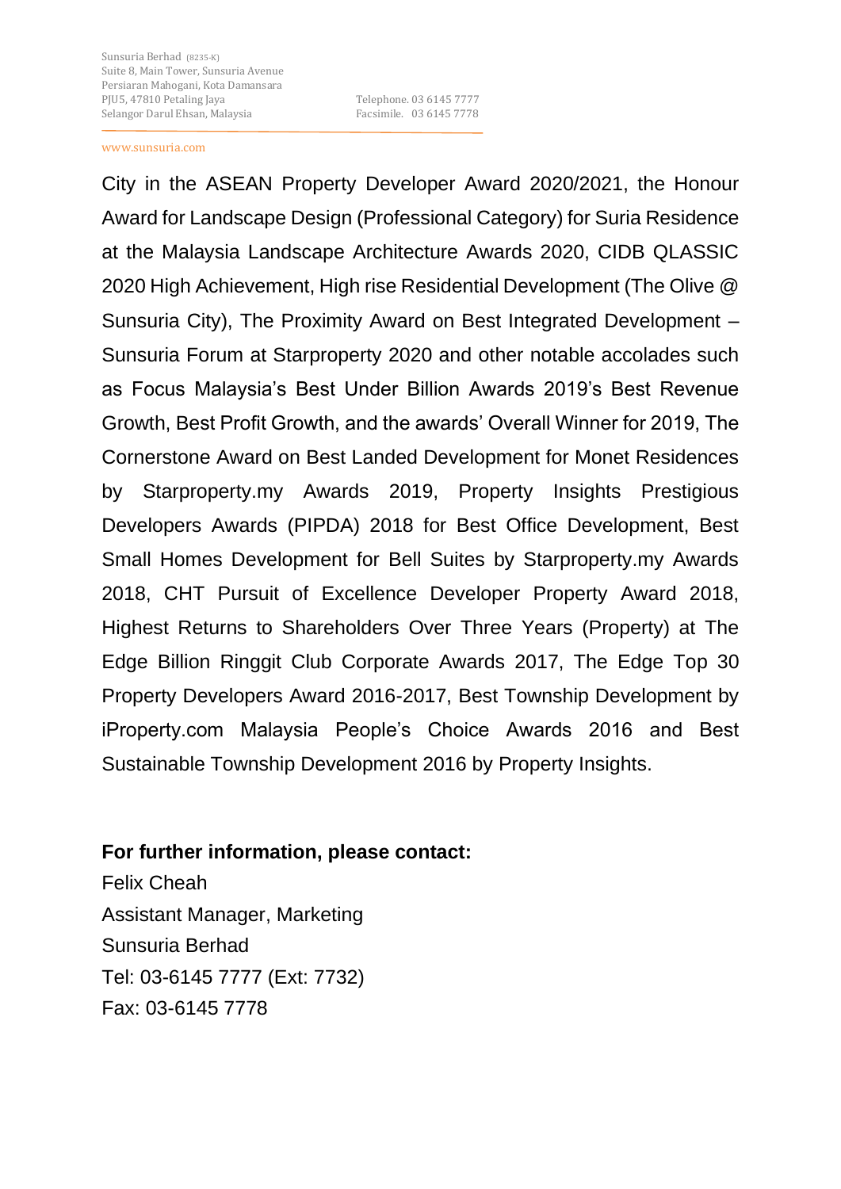City in the ASEAN Property Developer Award 2020/2021, the Honour Award for Landscape Design (Professional Category) for Suria Residence at the Malaysia Landscape Architecture Awards 2020, CIDB QLASSIC 2020 High Achievement, High rise Residential Development (The Olive @ Sunsuria City), The Proximity Award on Best Integrated Development – Sunsuria Forum at Starproperty 2020 and other notable accolades such as Focus Malaysia's Best Under Billion Awards 2019's Best Revenue Growth, Best Profit Growth, and the awards' Overall Winner for 2019, The Cornerstone Award on Best Landed Development for Monet Residences by Starproperty.my Awards 2019, Property Insights Prestigious Developers Awards (PIPDA) 2018 for Best Office Development, Best Small Homes Development for Bell Suites by Starproperty.my Awards 2018, CHT Pursuit of Excellence Developer Property Award 2018, Highest Returns to Shareholders Over Three Years (Property) at The Edge Billion Ringgit Club Corporate Awards 2017, The Edge Top 30 Property Developers Award 2016-2017, Best Township Development by iProperty.com Malaysia People's Choice Awards 2016 and Best Sustainable Township Development 2016 by Property Insights.

**For further information, please contact:**

Felix Cheah
Assistant Manager, Marketing
Sunsuria Berhad
Tel: 03-6145 7777 (Ext: 7732)
Fax: 03-6145 7778